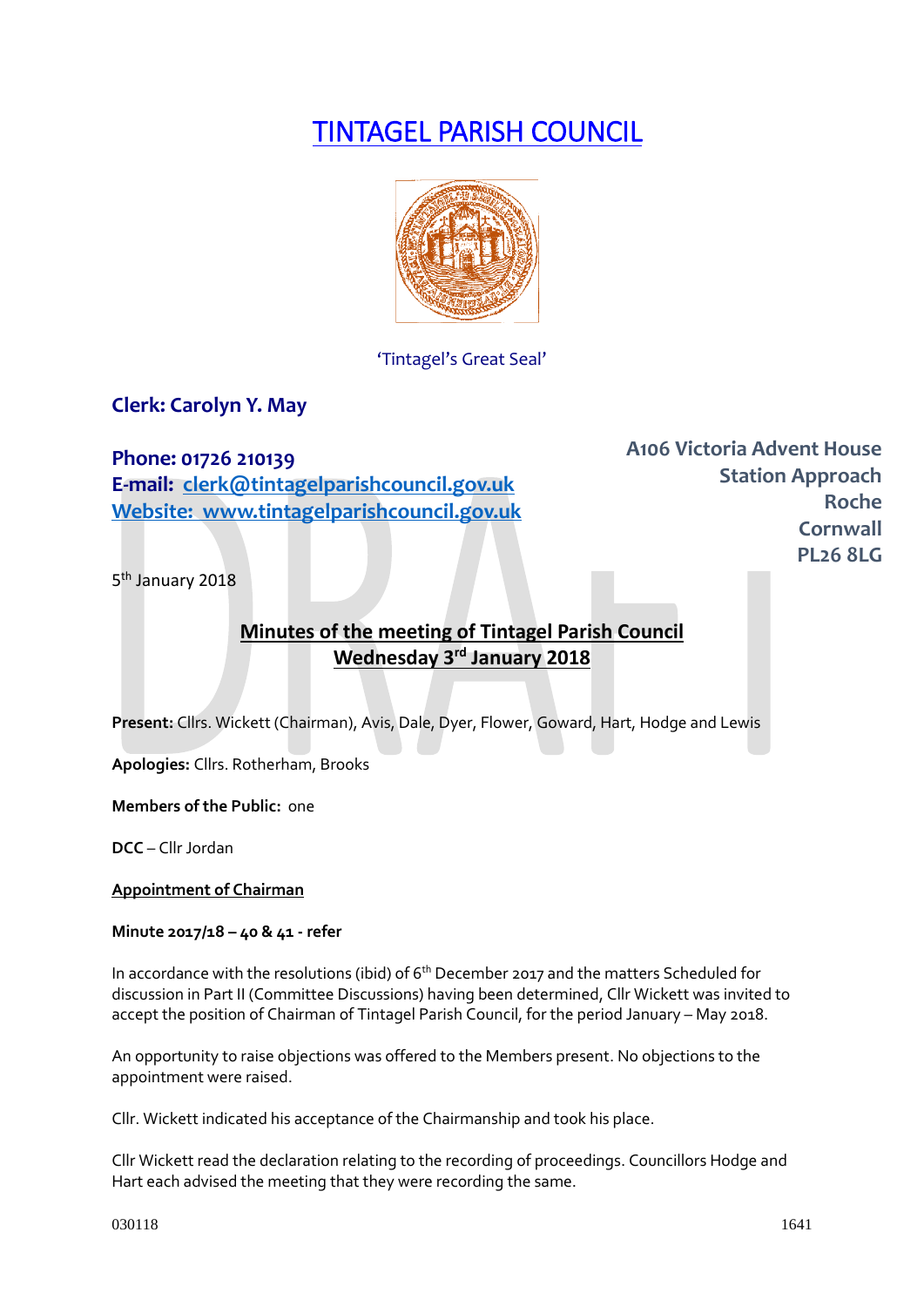# TINTAGEL PARISH COUNCIL

'Tintagel's Great Seal'

**Clerk: Carolyn Y. May**

**Phone: 01726 210139**
**E-mail: clerk@tintagelparishcouncil.gov.uk**
**Website: www.tintagelparishcouncil.gov.uk**

**A106 Victoria Advent House**
**Station Approach**
**Roche**
**Cornwall**
**PL26 8LG**

5th January 2018

## Minutes of the meeting of Tintagel Parish Council
## Wednesday 3rd January 2018

**Present:** Cllrs. Wickett (Chairman), Avis, Dale, Dyer, Flower, Goward, Hart, Hodge and Lewis

**Apologies:** Cllrs. Rotherham, Brooks

**Members of the Public:** one

**DCC** – Cllr Jordan

**Appointment of Chairman**

**Minute 2017/18 – 40 & 41 - refer**

In accordance with the resolutions (ibid) of 6th December 2017 and the matters Scheduled for discussion in Part II (Committee Discussions) having been determined, Cllr Wickett was invited to accept the position of Chairman of Tintagel Parish Council, for the period January – May 2018.

An opportunity to raise objections was offered to the Members present. No objections to the appointment were raised.

Cllr. Wickett indicated his acceptance of the Chairmanship and took his place.

Cllr Wickett read the declaration relating to the recording of proceedings. Councillors Hodge and Hart each advised the meeting that they were recording the same.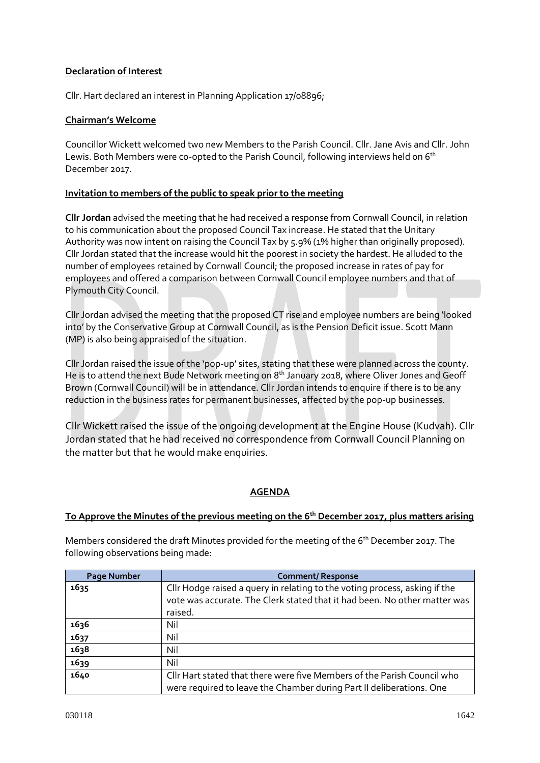**Declaration of Interest**

Cllr. Hart declared an interest in Planning Application 17/08896;

**Chairman's Welcome**

Councillor Wickett welcomed two new Members to the Parish Council. Cllr. Jane Avis and Cllr. John Lewis. Both Members were co-opted to the Parish Council, following interviews held on 6th December 2017.

**Invitation to members of the public to speak prior to the meeting**

**Cllr Jordan** advised the meeting that he had received a response from Cornwall Council, in relation to his communication about the proposed Council Tax increase. He stated that the Unitary Authority was now intent on raising the Council Tax by 5.9% (1% higher than originally proposed). Cllr Jordan stated that the increase would hit the poorest in society the hardest. He alluded to the number of employees retained by Cornwall Council; the proposed increase in rates of pay for employees and offered a comparison between Cornwall Council employee numbers and that of Plymouth City Council.

Cllr Jordan advised the meeting that the proposed CT rise and employee numbers are being 'looked into' by the Conservative Group at Cornwall Council, as is the Pension Deficit issue. Scott Mann (MP) is also being appraised of the situation.

Cllr Jordan raised the issue of the 'pop-up' sites, stating that these were planned across the county. He is to attend the next Bude Network meeting on 8th January 2018, where Oliver Jones and Geoff Brown (Cornwall Council) will be in attendance. Cllr Jordan intends to enquire if there is to be any reduction in the business rates for permanent businesses, affected by the pop-up businesses.

Cllr Wickett raised the issue of the ongoing development at the Engine House (Kudvah). Cllr Jordan stated that he had received no correspondence from Cornwall Council Planning on the matter but that he would make enquiries.

**AGENDA**

**To Approve the Minutes of the previous meeting on the 6th December 2017, plus matters arising**

Members considered the draft Minutes provided for the meeting of the 6th December 2017. The following observations being made:

| Page Number | Comment/ Response |
|---|---|
| **1635** | Cllr Hodge raised a query in relating to the voting process, asking if the vote was accurate. The Clerk stated that it had been. No other matter was raised. |
| **1636** | Nil |
| **1637** | Nil |
| **1638** | Nil |
| **1639** | Nil |
| **1640** | Cllr Hart stated that there were five Members of the Parish Council who were required to leave the Chamber during Part II deliberations. One |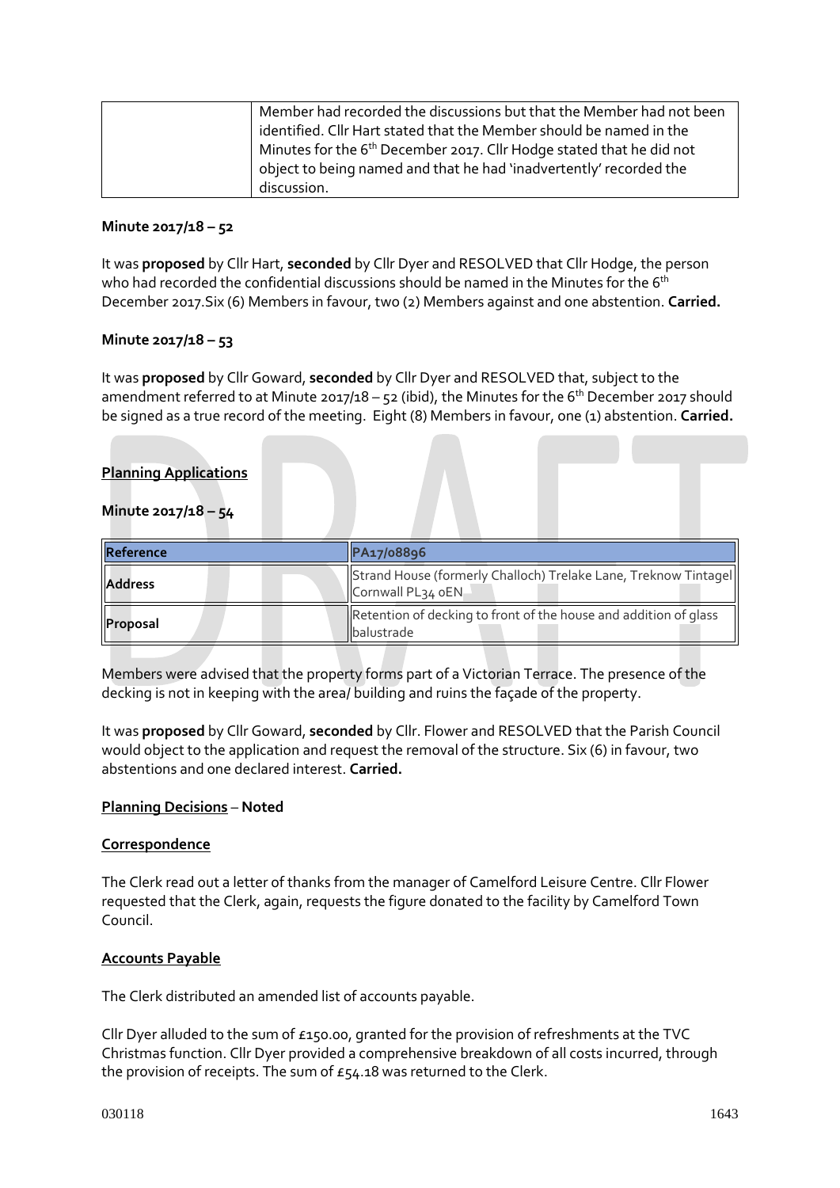| | Member had recorded the discussions but that the Member had not been identified. Cllr Hart stated that the Member should be named in the Minutes for the 6th December 2017. Cllr Hodge stated that he did not object to being named and that he had 'inadvertently' recorded the discussion. |
|---|---|

**Minute 2017/18 – 52**

It was **proposed** by Cllr Hart, **seconded** by Cllr Dyer and RESOLVED that Cllr Hodge, the person who had recorded the confidential discussions should be named in the Minutes for the 6th December 2017.Six (6) Members in favour, two (2) Members against and one abstention. **Carried.**

**Minute 2017/18 – 53**

It was **proposed** by Cllr Goward, **seconded** by Cllr Dyer and RESOLVED that, subject to the amendment referred to at Minute 2017/18 – 52 (ibid), the Minutes for the 6th December 2017 should be signed as a true record of the meeting. Eight (8) Members in favour, one (1) abstention. **Carried.**

**Planning Applications**

**Minute 2017/18 – 54**

| Reference | PA17/08896 |
|---|---|
| Address | Strand House (formerly Challoch) Trelake Lane, Treknow Tintagel Cornwall PL34 0EN |
| Proposal | Retention of decking to front of the house and addition of glass balustrade |

Members were advised that the property forms part of a Victorian Terrace. The presence of the decking is not in keeping with the area/ building and ruins the façade of the property.

It was **proposed** by Cllr Goward, **seconded** by Cllr. Flower and RESOLVED that the Parish Council would object to the application and request the removal of the structure. Six (6) in favour, two abstentions and one declared interest. **Carried.**

**Planning Decisions** – **Noted**

**Correspondence**

The Clerk read out a letter of thanks from the manager of Camelford Leisure Centre. Cllr Flower requested that the Clerk, again, requests the figure donated to the facility by Camelford Town Council.

**Accounts Payable**

The Clerk distributed an amended list of accounts payable.

Cllr Dyer alluded to the sum of £150.00, granted for the provision of refreshments at the TVC Christmas function. Cllr Dyer provided a comprehensive breakdown of all costs incurred, through the provision of receipts. The sum of £54.18 was returned to the Clerk.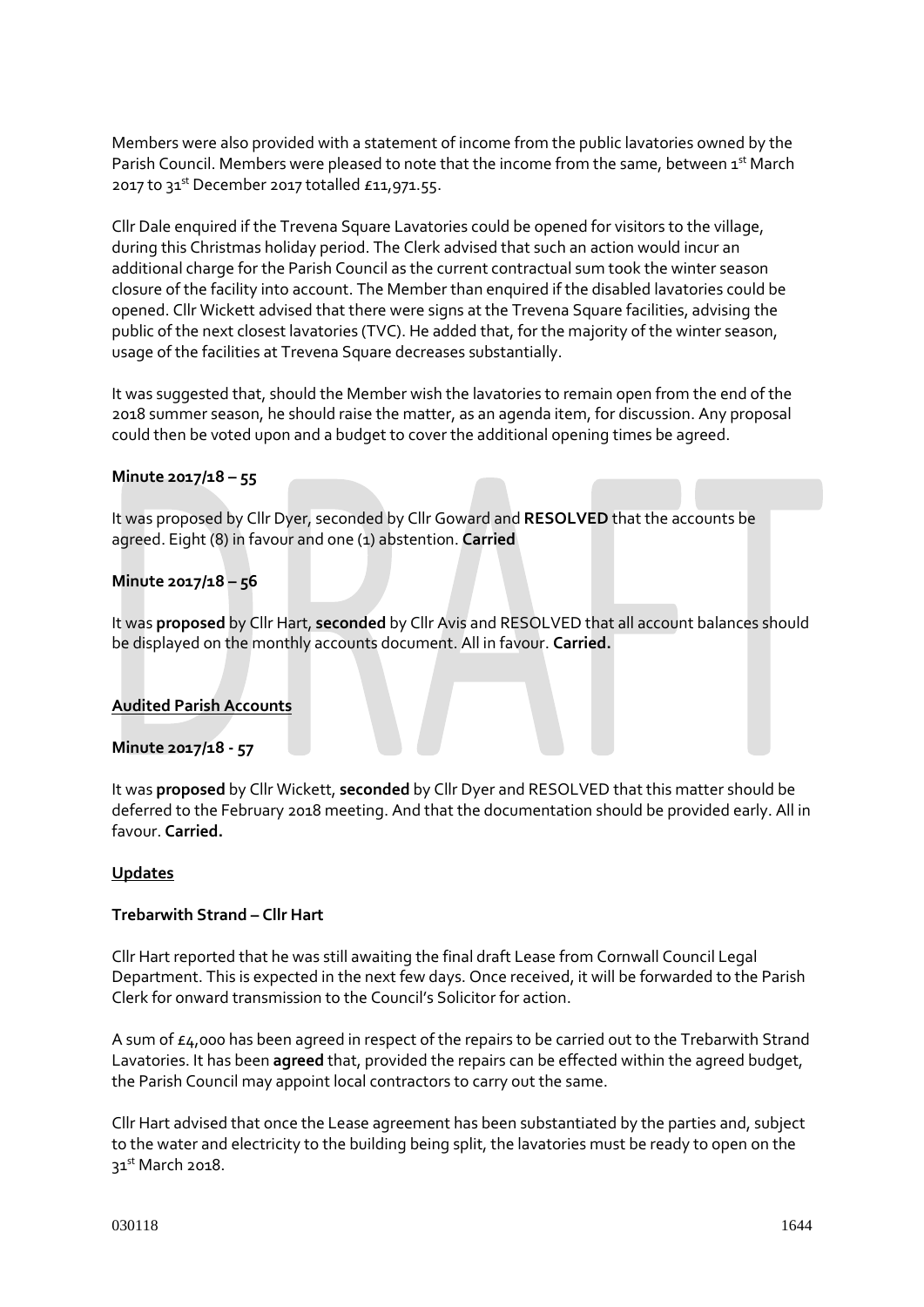Members were also provided with a statement of income from the public lavatories owned by the Parish Council. Members were pleased to note that the income from the same, between 1st March 2017 to 31st December 2017 totalled £11,971.55.

Cllr Dale enquired if the Trevena Square Lavatories could be opened for visitors to the village, during this Christmas holiday period. The Clerk advised that such an action would incur an additional charge for the Parish Council as the current contractual sum took the winter season closure of the facility into account. The Member than enquired if the disabled lavatories could be opened. Cllr Wickett advised that there were signs at the Trevena Square facilities, advising the public of the next closest lavatories (TVC). He added that, for the majority of the winter season, usage of the facilities at Trevena Square decreases substantially.

It was suggested that, should the Member wish the lavatories to remain open from the end of the 2018 summer season, he should raise the matter, as an agenda item, for discussion. Any proposal could then be voted upon and a budget to cover the additional opening times be agreed.

**Minute 2017/18 – 55**

It was proposed by Cllr Dyer, seconded by Cllr Goward and **RESOLVED** that the accounts be agreed. Eight (8) in favour and one (1) abstention. **Carried**

**Minute 2017/18 – 56**

It was **proposed** by Cllr Hart, **seconded** by Cllr Avis and RESOLVED that all account balances should be displayed on the monthly accounts document. All in favour. **Carried.**

**Audited Parish Accounts**

**Minute 2017/18 - 57**

It was **proposed** by Cllr Wickett, **seconded** by Cllr Dyer and RESOLVED that this matter should be deferred to the February 2018 meeting. And that the documentation should be provided early. All in favour. **Carried.**

**Updates**

**Trebarwith Strand – Cllr Hart**

Cllr Hart reported that he was still awaiting the final draft Lease from Cornwall Council Legal Department. This is expected in the next few days. Once received, it will be forwarded to the Parish Clerk for onward transmission to the Council's Solicitor for action.

A sum of £4,000 has been agreed in respect of the repairs to be carried out to the Trebarwith Strand Lavatories. It has been **agreed** that, provided the repairs can be effected within the agreed budget, the Parish Council may appoint local contractors to carry out the same.

Cllr Hart advised that once the Lease agreement has been substantiated by the parties and, subject to the water and electricity to the building being split, the lavatories must be ready to open on the 31st March 2018.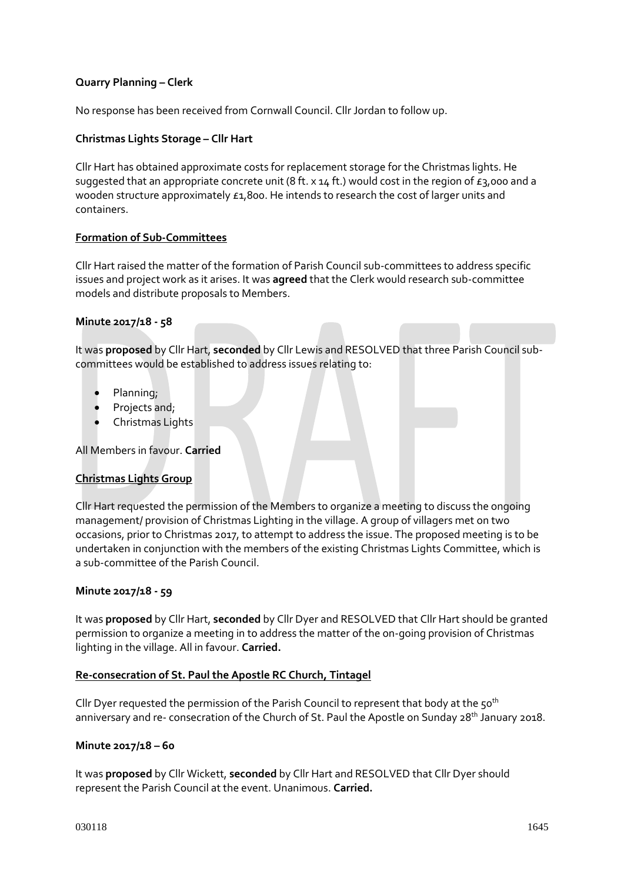**Quarry Planning – Clerk**

No response has been received from Cornwall Council. Cllr Jordan to follow up.

**Christmas Lights Storage – Cllr Hart**

Cllr Hart has obtained approximate costs for replacement storage for the Christmas lights. He suggested that an appropriate concrete unit (8 ft. x 14 ft.) would cost in the region of £3,000 and a wooden structure approximately £1,800. He intends to research the cost of larger units and containers.

**Formation of Sub-Committees**

Cllr Hart raised the matter of the formation of Parish Council sub-committees to address specific issues and project work as it arises. It was **agreed** that the Clerk would research sub-committee models and distribute proposals to Members.

**Minute 2017/18 - 58**

It was **proposed** by Cllr Hart, **seconded** by Cllr Lewis and RESOLVED that three Parish Council sub-committees would be established to address issues relating to:

- Planning;
- Projects and;
- Christmas Lights

All Members in favour. **Carried**

**Christmas Lights Group**

Cllr Hart requested the permission of the Members to organize a meeting to discuss the ongoing management/ provision of Christmas Lighting in the village. A group of villagers met on two occasions, prior to Christmas 2017, to attempt to address the issue. The proposed meeting is to be undertaken in conjunction with the members of the existing Christmas Lights Committee, which is a sub-committee of the Parish Council.

**Minute 2017/18 - 59**

It was **proposed** by Cllr Hart, **seconded** by Cllr Dyer and RESOLVED that Cllr Hart should be granted permission to organize a meeting in to address the matter of the on-going provision of Christmas lighting in the village. All in favour. **Carried.**

**Re-consecration of St. Paul the Apostle RC Church, Tintagel**

Cllr Dyer requested the permission of the Parish Council to represent that body at the 50th anniversary and re- consecration of the Church of St. Paul the Apostle on Sunday 28th January 2018.

**Minute 2017/18 – 60**

It was **proposed** by Cllr Wickett, **seconded** by Cllr Hart and RESOLVED that Cllr Dyer should represent the Parish Council at the event. Unanimous. **Carried.**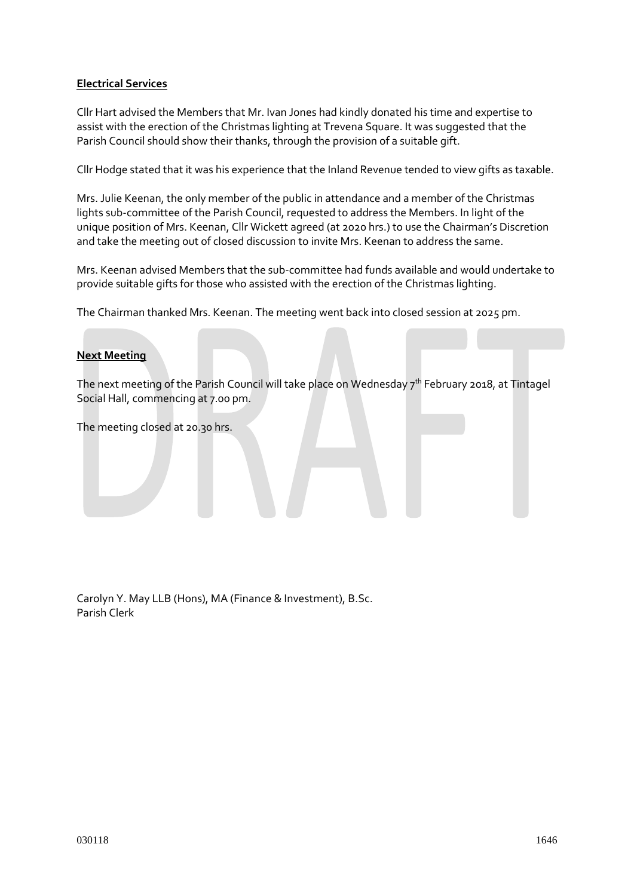**Electrical Services**

Cllr Hart advised the Members that Mr. Ivan Jones had kindly donated his time and expertise to assist with the erection of the Christmas lighting at Trevena Square. It was suggested that the Parish Council should show their thanks, through the provision of a suitable gift.

Cllr Hodge stated that it was his experience that the Inland Revenue tended to view gifts as taxable.

Mrs. Julie Keenan, the only member of the public in attendance and a member of the Christmas lights sub-committee of the Parish Council, requested to address the Members. In light of the unique position of Mrs. Keenan, Cllr Wickett agreed (at 2020 hrs.) to use the Chairman's Discretion and take the meeting out of closed discussion to invite Mrs. Keenan to address the same.

Mrs. Keenan advised Members that the sub-committee had funds available and would undertake to provide suitable gifts for those who assisted with the erection of the Christmas lighting.

The Chairman thanked Mrs. Keenan. The meeting went back into closed session at 2025 pm.

**Next Meeting**

The next meeting of the Parish Council will take place on Wednesday 7th February 2018, at Tintagel Social Hall, commencing at 7.00 pm.

The meeting closed at 20.30 hrs.

Carolyn Y. May LLB (Hons), MA (Finance & Investment), B.Sc.
Parish Clerk

030118